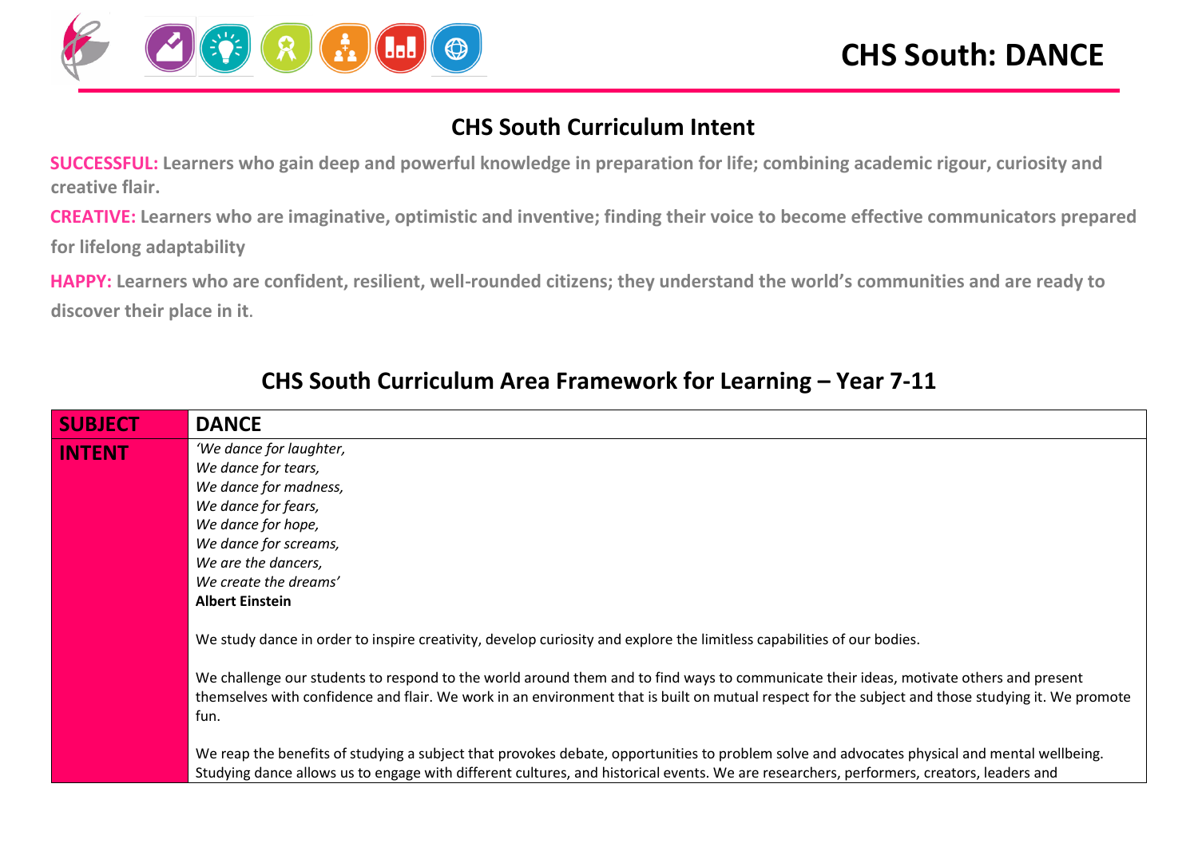# CHS South: DANCE

## CHS South Curriculum Intent

**SUCCESSFUL:** **Learners who gain deep and powerful knowledge in preparation for life; combining academic rigour, curiosity and creative flair.**

**CREATIVE:** **Learners who are imaginative, optimistic and inventive; finding their voice to become effective communicators prepared for lifelong adaptability**

**HAPPY:** **Learners who are confident, resilient, well-rounded citizens; they understand the world's communities and are ready to discover their place in it.**

## CHS South Curriculum Area Framework for Learning – Year 7-11

| SUBJECT | DANCE |
|---|---|
| INTENT | *'We dance for laughter,*<br>*We dance for tears,*<br>*We dance for madness,*<br>*We dance for fears,*<br>*We dance for hope,*<br>*We dance for screams,*<br>*We are the dancers,*<br>*We create the dreams'*<br>**Albert Einstein**<br><br>We study dance in order to inspire creativity, develop curiosity and explore the limitless capabilities of our bodies.<br><br>We challenge our students to respond to the world around them and to find ways to communicate their ideas, motivate others and present themselves with confidence and flair. We work in an environment that is built on mutual respect for the subject and those studying it. We promote fun.<br><br>We reap the benefits of studying a subject that provokes debate, opportunities to problem solve and advocates physical and mental wellbeing. Studying dance allows us to engage with different cultures, and historical events. We are researchers, performers, creators, leaders and |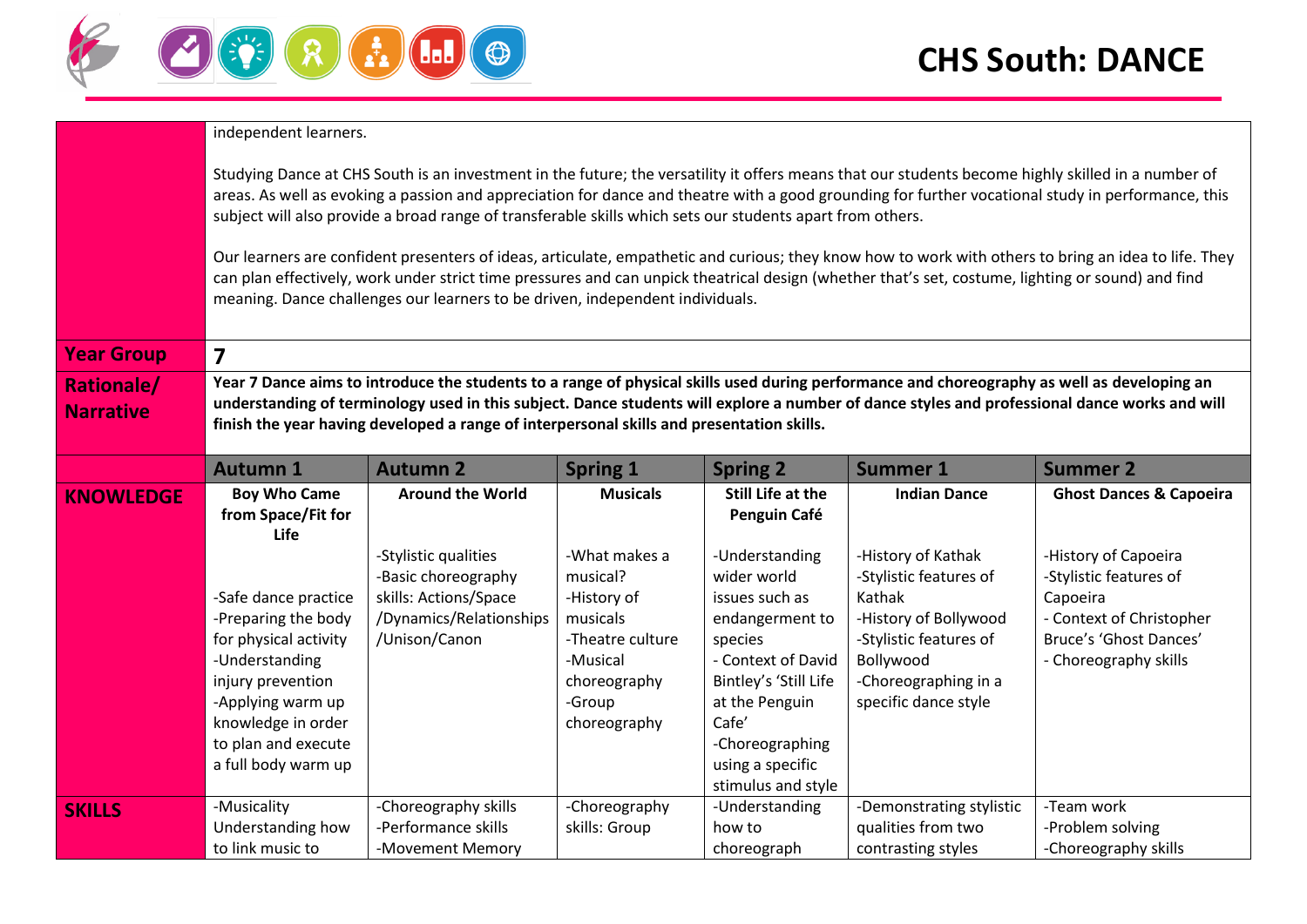# CHS South: DANCE

| | |
|---|---|
| | independent learners.<br><br>Studying Dance at CHS South is an investment in the future; the versatility it offers means that our students become highly skilled in a number of areas. As well as evoking a passion and appreciation for dance and theatre with a good grounding for further vocational study in performance, this subject will also provide a broad range of transferable skills which sets our students apart from others.<br><br>Our learners are confident presenters of ideas, articulate, empathetic and curious; they know how to work with others to bring an idea to life. They can plan effectively, work under strict time pressures and can unpick theatrical design (whether that's set, costume, lighting or sound) and find meaning. Dance challenges our learners to be driven, independent individuals. |
| **Year Group** | **7** |
| **Rationale/ Narrative** | **Year 7 Dance aims to introduce the students to a range of physical skills used during performance and choreography as well as developing an understanding of terminology used in this subject. Dance students will explore a number of dance styles and professional dance works and will finish the year having developed a range of interpersonal skills and presentation skills.** |

| | Autumn 1 | Autumn 2 | Spring 1 | Spring 2 | Summer 1 | Summer 2 |
|---|---|---|---|---|---|---|
| **KNOWLEDGE** | **Boy Who Came from Space/Fit for Life**<br><br>-Safe dance practice<br>-Preparing the body for physical activity<br>-Understanding injury prevention<br>-Applying warm up knowledge in order to plan and execute a full body warm up | **Around the World**<br><br>-Stylistic qualities<br>-Basic choreography skills: Actions/Space /Dynamics/Relationships /Unison/Canon | **Musicals**<br><br>-What makes a musical?<br>-History of musicals<br>-Theatre culture<br>-Musical choreography<br>-Group choreography | **Still Life at the Penguin Café**<br><br>-Understanding wider world issues such as endangerment to species<br>- Context of David Bintley's 'Still Life at the Penguin Cafe'<br>-Choreographing using a specific stimulus and style | **Indian Dance**<br><br>-History of Kathak<br>-Stylistic features of Kathak<br>-History of Bollywood<br>-Stylistic features of Bollywood<br>-Choreographing in a specific dance style | **Ghost Dances & Capoeira**<br><br>-History of Capoeira<br>-Stylistic features of Capoeira<br>- Context of Christopher Bruce's 'Ghost Dances'<br>- Choreography skills |
| **SKILLS** | -Musicality Understanding how to link music to | -Choreography skills<br>-Performance skills<br>-Movement Memory | -Choreography skills: Group | -Understanding how to choreograph | -Demonstrating stylistic qualities from two contrasting styles | -Team work<br>-Problem solving<br>-Choreography skills |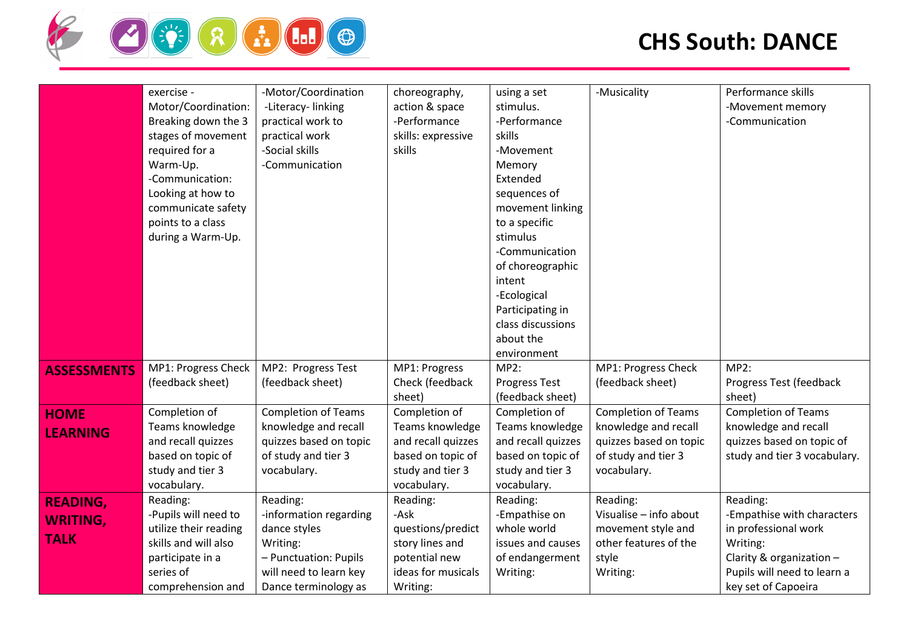# CHS South: DANCE

| | | | | | | |
|---|---|---|---|---|---|---|
| | exercise - Motor/Coordination: Breaking down the 3 stages of movement required for a Warm-Up.<br>-Communication: Looking at how to communicate safety points to a class during a Warm-Up. | -Motor/Coordination<br>-Literacy- linking practical work to practical work<br>-Social skills<br>-Communication | choreography, action & space<br>-Performance skills: expressive skills | using a set stimulus.<br>-Performance skills<br>-Movement Memory Extended sequences of movement linking to a specific stimulus<br>-Communication of choreographic intent<br>-Ecological Participating in class discussions about the environment | -Musicality | Performance skills<br>-Movement memory<br>-Communication |
| **ASSESSMENTS** | MP1: Progress Check (feedback sheet) | MP2: Progress Test (feedback sheet) | MP1: Progress Check (feedback sheet) | MP2: Progress Test (feedback sheet) | MP1: Progress Check (feedback sheet) | MP2: Progress Test (feedback sheet) |
| **HOME LEARNING** | Completion of Teams knowledge and recall quizzes based on topic of study and tier 3 vocabulary. | Completion of Teams knowledge and recall quizzes based on topic of study and tier 3 vocabulary. | Completion of Teams knowledge and recall quizzes based on topic of study and tier 3 vocabulary. | Completion of Teams knowledge and recall quizzes based on topic of study and tier 3 vocabulary. | Completion of Teams knowledge and recall quizzes based on topic of study and tier 3 vocabulary. | Completion of Teams knowledge and recall quizzes based on topic of study and tier 3 vocabulary. |
| **READING, WRITING, TALK** | Reading:<br>-Pupils will need to utilize their reading skills and will also participate in a series of comprehension and | Reading:<br>-information regarding dance styles<br>Writing:<br>– Punctuation: Pupils will need to learn key Dance terminology as | Reading:<br>-Ask questions/predict story lines and potential new ideas for musicals<br>Writing: | Reading:<br>-Empathise on whole world issues and causes of endangerment<br>Writing: | Reading:<br>Visualise – info about movement style and other features of the style<br>Writing: | Reading:<br>-Empathise with characters in professional work<br>Writing:<br>Clarity & organization – Pupils will need to learn a key set of Capoeira |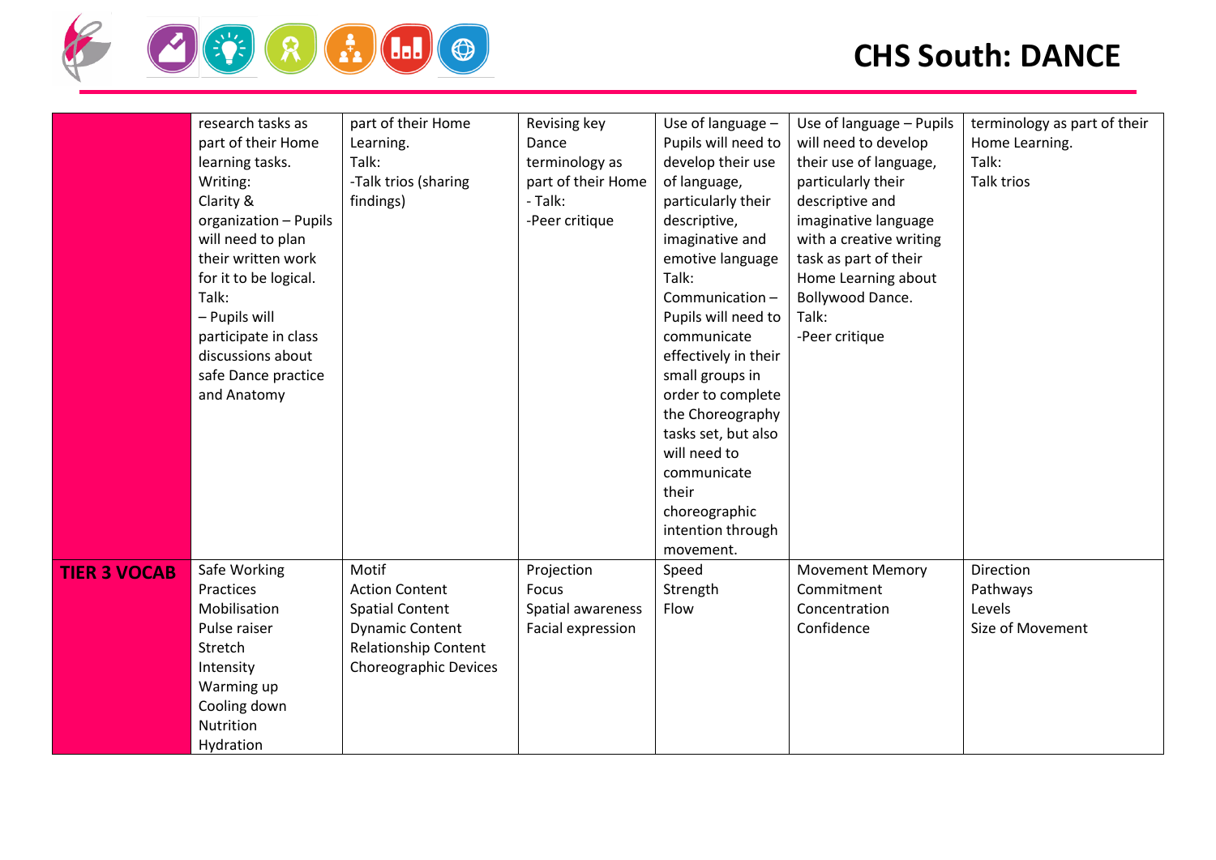# CHS South: DANCE

| | | | | | | |
|---|---|---|---|---|---|---|
| | research tasks as part of their Home learning tasks.<br>Writing:<br>Clarity & organization – Pupils will need to plan their written work for it to be logical.<br>Talk:<br>– Pupils will participate in class discussions about safe Dance practice and Anatomy | part of their Home Learning.<br>Talk:<br>-Talk trios (sharing findings) | Revising key Dance terminology as part of their Home<br>- Talk:<br>-Peer critique | Use of language – Pupils will need to develop their use of language, particularly their descriptive, imaginative and emotive language<br>Talk:<br>Communication – Pupils will need to communicate effectively in their small groups in order to complete the Choreography tasks set, but also will need to communicate their choreographic intention through movement. | Use of language – Pupils will need to develop their use of language, particularly their descriptive and imaginative language with a creative writing task as part of their Home Learning about Bollywood Dance.<br>Talk:<br>-Peer critique | terminology as part of their Home Learning.<br>Talk:<br>Talk trios |
| **TIER 3 VOCAB** | Safe Working Practices<br>Mobilisation<br>Pulse raiser<br>Stretch<br>Intensity<br>Warming up<br>Cooling down<br>Nutrition<br>Hydration | Motif<br>Action Content<br>Spatial Content<br>Dynamic Content<br>Relationship Content<br>Choreographic Devices | Projection<br>Focus<br>Spatial awareness<br>Facial expression | Speed<br>Strength<br>Flow | Movement Memory<br>Commitment<br>Concentration<br>Confidence | Direction<br>Pathways<br>Levels<br>Size of Movement |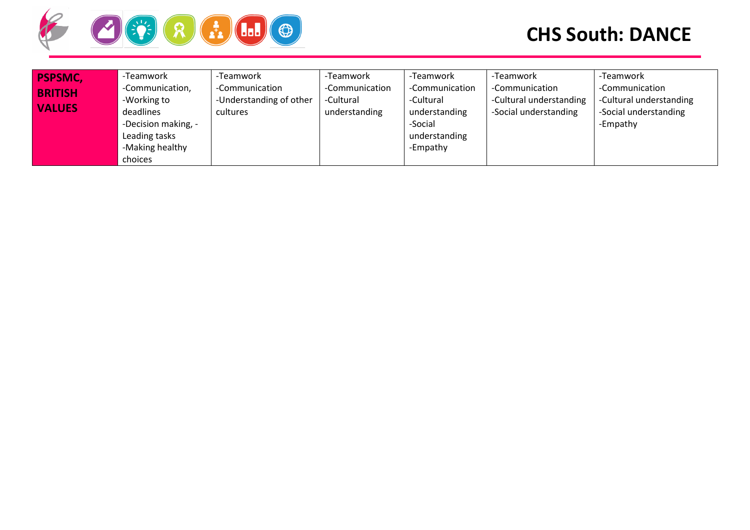# CHS South: DANCE

| PSPSMC, BRITISH VALUES | -Teamwork<br>-Communication,<br>-Working to deadlines<br>-Decision making, -Leading tasks<br>-Making healthy choices | -Teamwork<br>-Communication<br>-Understanding of other cultures | -Teamwork<br>-Communication<br>-Cultural understanding | -Teamwork<br>-Communication<br>-Cultural understanding<br>-Social understanding<br>-Empathy | -Teamwork<br>-Communication<br>-Cultural understanding<br>-Social understanding | -Teamwork<br>-Communication<br>-Cultural understanding<br>-Social understanding<br>-Empathy |
|---|---|---|---|---|---|---|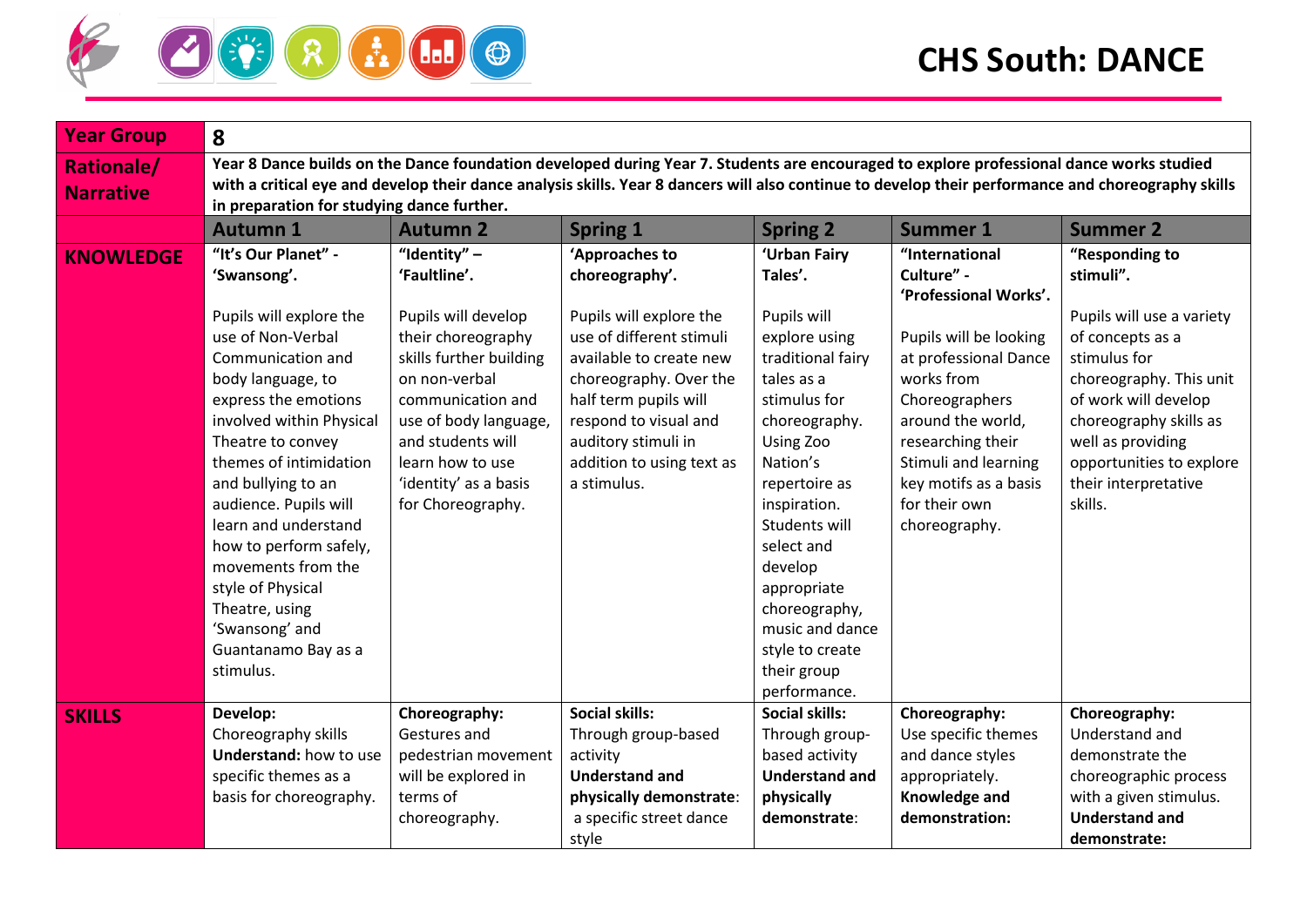# CHS South: DANCE

| Year Group | 8 | | | | | |
|---|---|---|---|---|---|---|
| **Rationale/ Narrative** | **Year 8 Dance builds on the Dance foundation developed during Year 7. Students are encouraged to explore professional dance works studied with a critical eye and develop their dance analysis skills. Year 8 dancers will also continue to develop their performance and choreography skills in preparation for studying dance further.** | | | | | |
| | **Autumn 1** | **Autumn 2** | **Spring 1** | **Spring 2** | **Summer 1** | **Summer 2** |
| **KNOWLEDGE** | **"It's Our Planet" - 'Swansong'.**<br><br>Pupils will explore the use of Non-Verbal Communication and body language, to express the emotions involved within Physical Theatre to convey themes of intimidation and bullying to an audience. Pupils will learn and understand how to perform safely, movements from the style of Physical Theatre, using 'Swansong' and Guantanamo Bay as a stimulus. | **"Identity" – 'Faultline'.**<br><br>Pupils will develop their choreography skills further building on non-verbal communication and use of body language, and students will learn how to use 'identity' as a basis for Choreography. | **'Approaches to choreography'.**<br><br>Pupils will explore the use of different stimuli available to create new choreography. Over the half term pupils will respond to visual and auditory stimuli in addition to using text as a stimulus. | **'Urban Fairy Tales'.**<br><br>Pupils will explore using traditional fairy tales as a stimulus for choreography. Using Zoo Nation's repertoire as inspiration. Students will select and develop appropriate choreography, music and dance style to create their group performance. | **"International Culture" - 'Professional Works'.**<br><br>Pupils will be looking at professional Dance works from Choreographers around the world, researching their Stimuli and learning key motifs as a basis for their own choreography. | **"Responding to stimuli".**<br><br>Pupils will use a variety of concepts as a stimulus for choreography. This unit of work will develop choreography skills as well as providing opportunities to explore their interpretative skills. |
| **SKILLS** | **Develop:** Choreography skills<br>**Understand:** how to use specific themes as a basis for choreography. | **Choreography:** Gestures and pedestrian movement will be explored in terms of choreography. | **Social skills:** Through group-based activity<br>**Understand and physically demonstrate**: a specific street dance style | **Social skills:** Through group-based activity<br>**Understand and physically demonstrate**: | **Choreography:** Use specific themes and dance styles appropriately.<br>**Knowledge and demonstration:** | **Choreography:** Understand and demonstrate the choreographic process with a given stimulus.<br>**Understand and demonstrate:** |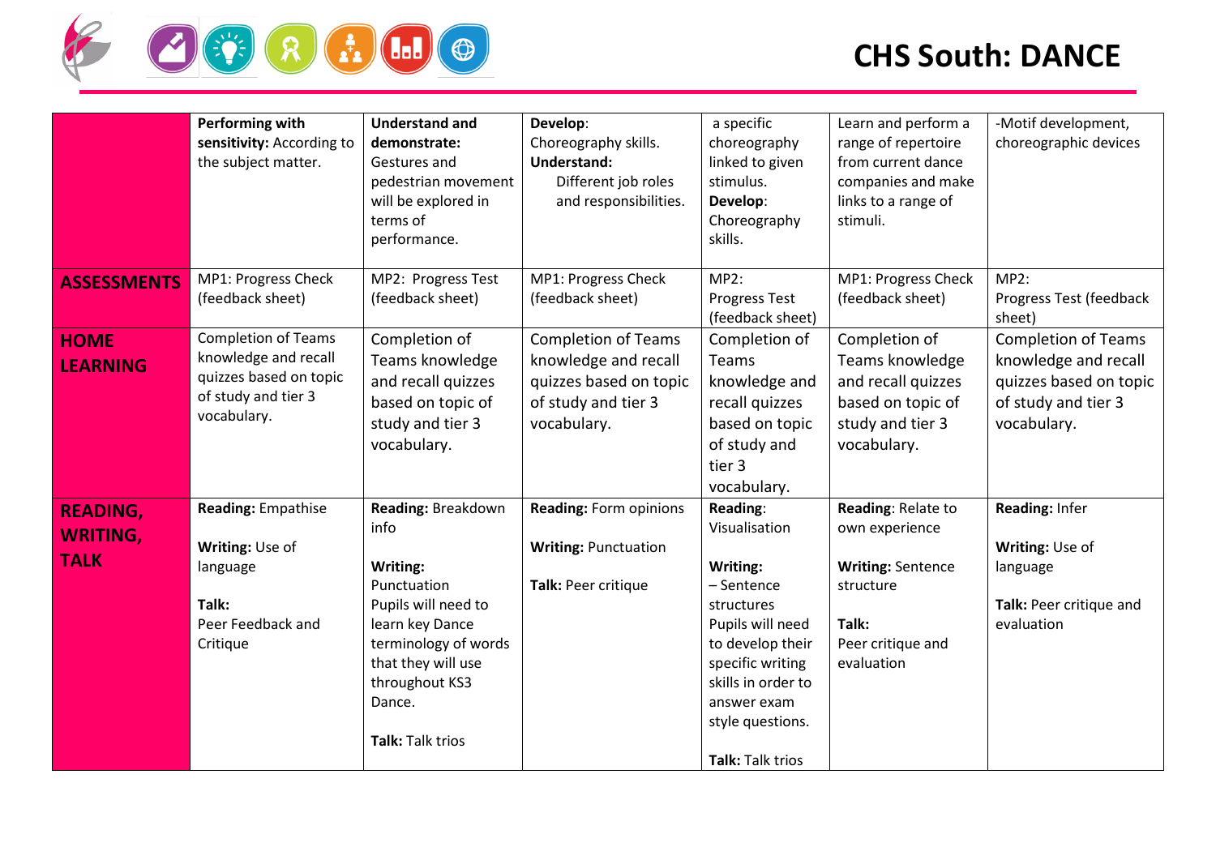# CHS South: DANCE

| | | | | | | |
|---|---|---|---|---|---|---|
| | **Performing with sensitivity:** According to the subject matter. | **Understand and demonstrate:** Gestures and pedestrian movement will be explored in terms of performance. | **Develop**: Choreography skills. **Understand:** Different job roles and responsibilities. | a specific choreography linked to given stimulus. **Develop**: Choreography skills. | Learn and perform a range of repertoire from current dance companies and make links to a range of stimuli. | -Motif development, choreographic devices |
| **ASSESSMENTS** | MP1: Progress Check (feedback sheet) | MP2: Progress Test (feedback sheet) | MP1: Progress Check (feedback sheet) | MP2: Progress Test (feedback sheet) | MP1: Progress Check (feedback sheet) | MP2: Progress Test (feedback sheet) |
| **HOME LEARNING** | Completion of Teams knowledge and recall quizzes based on topic of study and tier 3 vocabulary. | Completion of Teams knowledge and recall quizzes based on topic of study and tier 3 vocabulary. | Completion of Teams knowledge and recall quizzes based on topic of study and tier 3 vocabulary. | Completion of Teams knowledge and recall quizzes based on topic of study and tier 3 vocabulary. | Completion of Teams knowledge and recall quizzes based on topic of study and tier 3 vocabulary. | Completion of Teams knowledge and recall quizzes based on topic of study and tier 3 vocabulary. |
| **READING, WRITING, TALK** | **Reading:** Empathise<br><br>**Writing:** Use of language<br><br>**Talk:**<br>Peer Feedback and Critique | **Reading:** Breakdown info<br><br>**Writing:**<br>Punctuation<br>Pupils will need to learn key Dance terminology of words that they will use throughout KS3 Dance.<br><br>**Talk:** Talk trios | **Reading:** Form opinions<br><br>**Writing:** Punctuation<br><br>**Talk:** Peer critique | **Reading**:<br>Visualisation<br><br>**Writing:**<br>– Sentence structures<br>Pupils will need to develop their specific writing skills in order to answer exam style questions.<br><br>**Talk:** Talk trios | **Reading**: Relate to own experience<br><br>**Writing:** Sentence structure<br><br>**Talk:**<br>Peer critique and evaluation | **Reading:** Infer<br><br>**Writing:** Use of language<br><br>**Talk:** Peer critique and evaluation |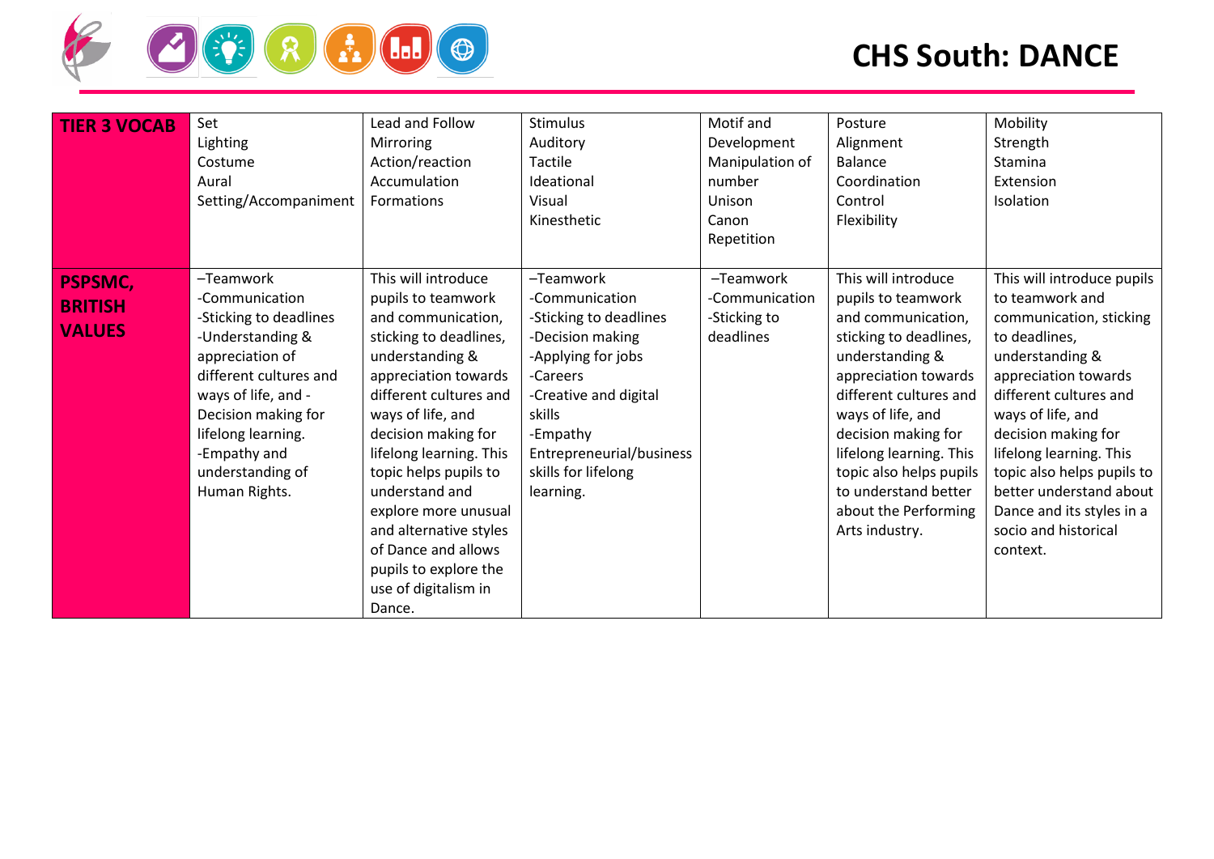# CHS South: DANCE

| TIER 3 VOCAB | Set<br>Lighting<br>Costume<br>Aural<br>Setting/Accompaniment | Lead and Follow<br>Mirroring<br>Action/reaction<br>Accumulation<br>Formations | Stimulus<br>Auditory<br>Tactile<br>Ideational<br>Visual<br>Kinesthetic | Motif and Development<br>Manipulation of number<br>Unison<br>Canon<br>Repetition | Posture<br>Alignment<br>Balance<br>Coordination<br>Control<br>Flexibility | Mobility<br>Strength<br>Stamina<br>Extension<br>Isolation |
|---|---|---|---|---|---|---|
| **PSPSMC, BRITISH VALUES** | –Teamwork<br>-Communication<br>-Sticking to deadlines<br>-Understanding & appreciation of different cultures and ways of life, and -Decision making for lifelong learning.<br>-Empathy and understanding of Human Rights. | This will introduce pupils to teamwork and communication, sticking to deadlines, understanding & appreciation towards different cultures and ways of life, and decision making for lifelong learning. This topic helps pupils to understand and explore more unusual and alternative styles of Dance and allows pupils to explore the use of digitalism in Dance. | –Teamwork<br>-Communication<br>-Sticking to deadlines<br>-Decision making<br>-Applying for jobs<br>-Careers<br>-Creative and digital skills<br>-Empathy<br>Entrepreneurial/business skills for lifelong learning. | –Teamwork<br>-Communication<br>-Sticking to deadlines | This will introduce pupils to teamwork and communication, sticking to deadlines, understanding & appreciation towards different cultures and ways of life, and decision making for lifelong learning. This topic also helps pupils to understand better about the Performing Arts industry. | This will introduce pupils to teamwork and communication, sticking to deadlines, understanding & appreciation towards different cultures and ways of life, and decision making for lifelong learning. This topic also helps pupils to better understand about Dance and its styles in a socio and historical context. |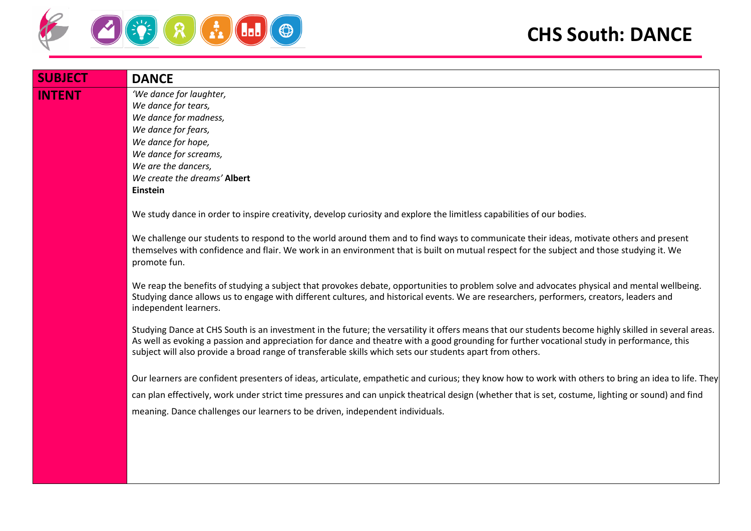# CHS South: DANCE

| SUBJECT | DANCE |
|---|---|
| INTENT | *'We dance for laughter,*<br>*We dance for tears,*<br>*We dance for madness,*<br>*We dance for fears,*<br>*We dance for hope,*<br>*We dance for screams,*<br>*We are the dancers,*<br>*We create the dreams'* **Albert Einstein**<br><br>We study dance in order to inspire creativity, develop curiosity and explore the limitless capabilities of our bodies.<br><br>We challenge our students to respond to the world around them and to find ways to communicate their ideas, motivate others and present themselves with confidence and flair. We work in an environment that is built on mutual respect for the subject and those studying it. We promote fun.<br><br>We reap the benefits of studying a subject that provokes debate, opportunities to problem solve and advocates physical and mental wellbeing. Studying dance allows us to engage with different cultures, and historical events. We are researchers, performers, creators, leaders and independent learners.<br><br>Studying Dance at CHS South is an investment in the future; the versatility it offers means that our students become highly skilled in several areas. As well as evoking a passion and appreciation for dance and theatre with a good grounding for further vocational study in performance, this subject will also provide a broad range of transferable skills which sets our students apart from others.<br><br>Our learners are confident presenters of ideas, articulate, empathetic and curious; they know how to work with others to bring an idea to life. They can plan effectively, work under strict time pressures and can unpick theatrical design (whether that is set, costume, lighting or sound) and find meaning. Dance challenges our learners to be driven, independent individuals. |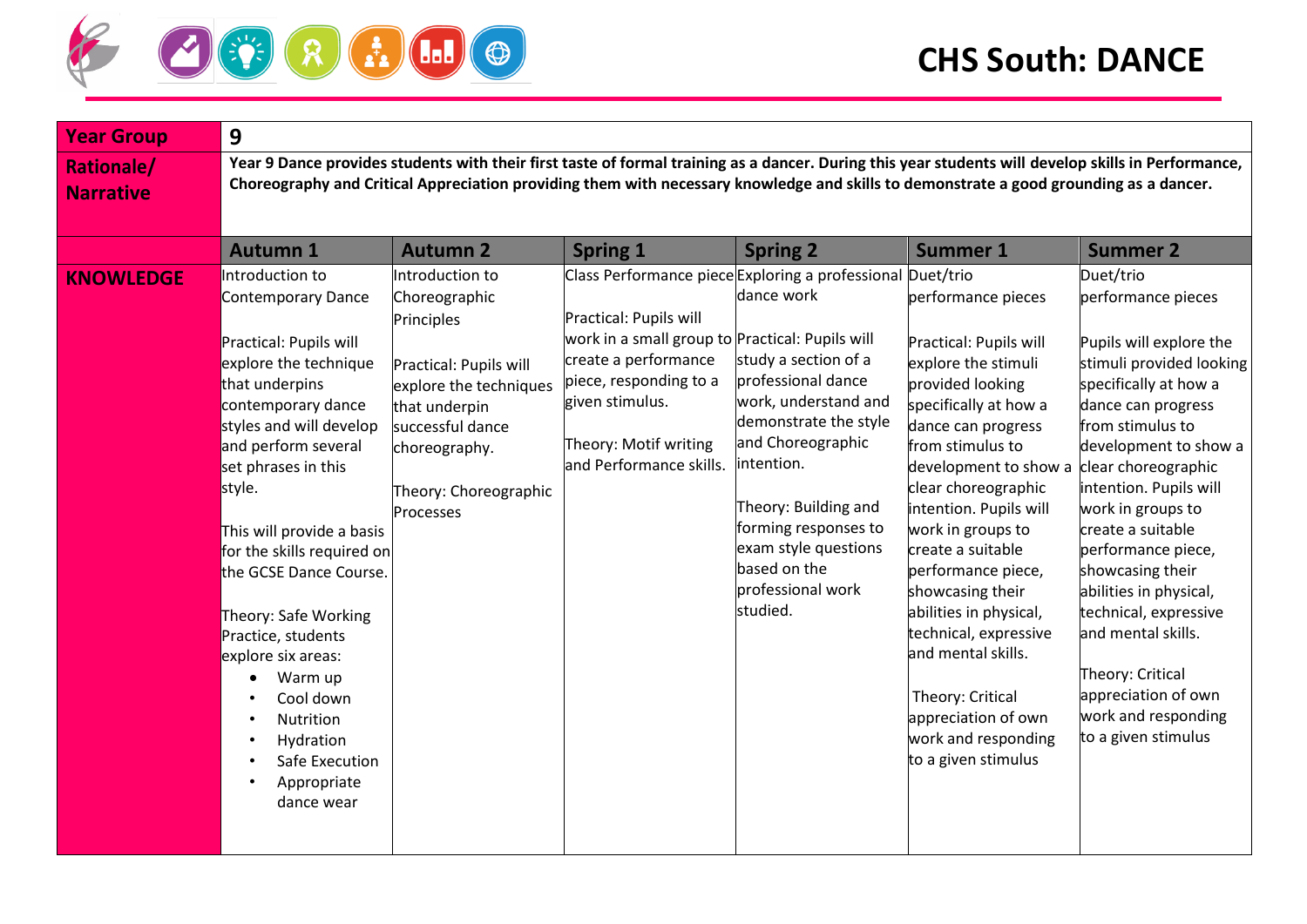# CHS South: DANCE

| Year Group | 9 | | | | | |
|---|---|---|---|---|---|---|
| Rationale/ Narrative | **Year 9 Dance provides students with their first taste of formal training as a dancer. During this year students will develop skills in Performance, Choreography and Critical Appreciation providing them with necessary knowledge and skills to demonstrate a good grounding as a dancer.** | | | | | |
| | **Autumn 1** | **Autumn 2** | **Spring 1** | **Spring 2** | **Summer 1** | **Summer 2** |
| **KNOWLEDGE** | Introduction to Contemporary Dance<br><br>Practical: Pupils will explore the technique that underpins contemporary dance styles and will develop and perform several set phrases in this style.<br><br>This will provide a basis for the skills required on the GCSE Dance Course.<br><br>Theory: Safe Working Practice, students explore six areas:<br>• Warm up<br>• Cool down<br>• Nutrition<br>• Hydration<br>• Safe Execution<br>• Appropriate dance wear | Introduction to Choreographic Principles<br><br>Practical: Pupils will explore the techniques that underpin successful dance choreography.<br><br>Theory: Choreographic Processes | Class Performance piece<br><br>Practical: Pupils will work in a small group to create a performance piece, responding to a given stimulus.<br><br>Theory: Motif writing and Performance skills. | Exploring a professional dance work<br><br>Practical: Pupils will study a section of a professional dance work, understand and demonstrate the style and Choreographic intention.<br><br>Theory: Building and forming responses to exam style questions based on the professional work studied. | Duet/trio performance pieces<br><br>Practical: Pupils will explore the stimuli provided looking specifically at how a dance can progress from stimulus to development to show a clear choreographic intention. Pupils will work in groups to create a suitable performance piece, showcasing their abilities in physical, technical, expressive and mental skills.<br><br>Theory: Critical appreciation of own work and responding to a given stimulus | Duet/trio performance pieces<br><br>Pupils will explore the stimuli provided looking specifically at how a dance can progress from stimulus to development to show a clear choreographic intention. Pupils will work in groups to create a suitable performance piece, showcasing their abilities in physical, technical, expressive and mental skills.<br><br>Theory: Critical appreciation of own work and responding to a given stimulus |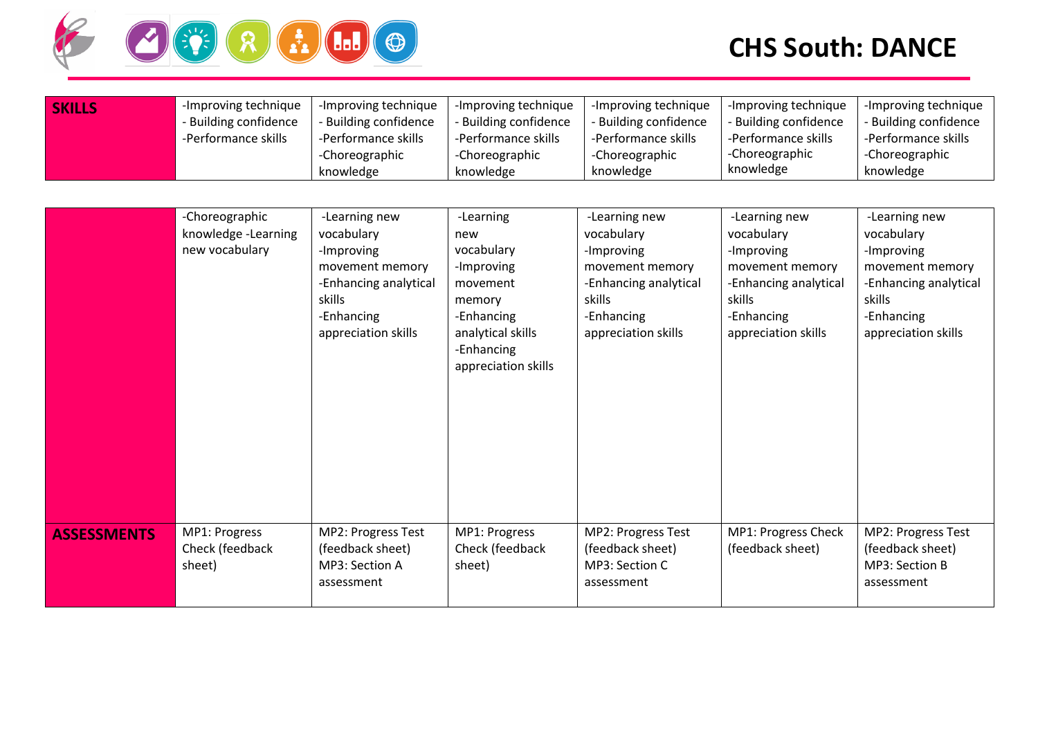# CHS South: DANCE

| SKILLS | -Improving technique<br>- Building confidence<br>-Performance skills | -Improving technique<br>- Building confidence<br>-Performance skills<br>-Choreographic knowledge | -Improving technique<br>- Building confidence<br>-Performance skills<br>-Choreographic knowledge | -Improving technique<br>- Building confidence<br>-Performance skills<br>-Choreographic knowledge | -Improving technique<br>- Building confidence<br>-Performance skills<br>-Choreographic knowledge | -Improving technique<br>- Building confidence<br>-Performance skills<br>-Choreographic knowledge |
|---|---|---|---|---|---|---|
| | -Choreographic knowledge -Learning new vocabulary | -Learning new vocabulary<br>-Improving movement memory<br>-Enhancing analytical skills<br>-Enhancing appreciation skills | -Learning new vocabulary<br>-Improving movement memory<br>-Enhancing analytical skills<br>-Enhancing appreciation skills | -Learning new vocabulary<br>-Improving movement memory<br>-Enhancing analytical skills<br>-Enhancing appreciation skills | -Learning new vocabulary<br>-Improving movement memory<br>-Enhancing analytical skills<br>-Enhancing appreciation skills | -Learning new vocabulary<br>-Improving movement memory<br>-Enhancing analytical skills<br>-Enhancing appreciation skills |
| ASSESSMENTS | MP1: Progress Check (feedback sheet) | MP2: Progress Test (feedback sheet)<br>MP3: Section A assessment | MP1: Progress Check (feedback sheet) | MP2: Progress Test (feedback sheet)<br>MP3: Section C assessment | MP1: Progress Check (feedback sheet) | MP2: Progress Test (feedback sheet)<br>MP3: Section B assessment |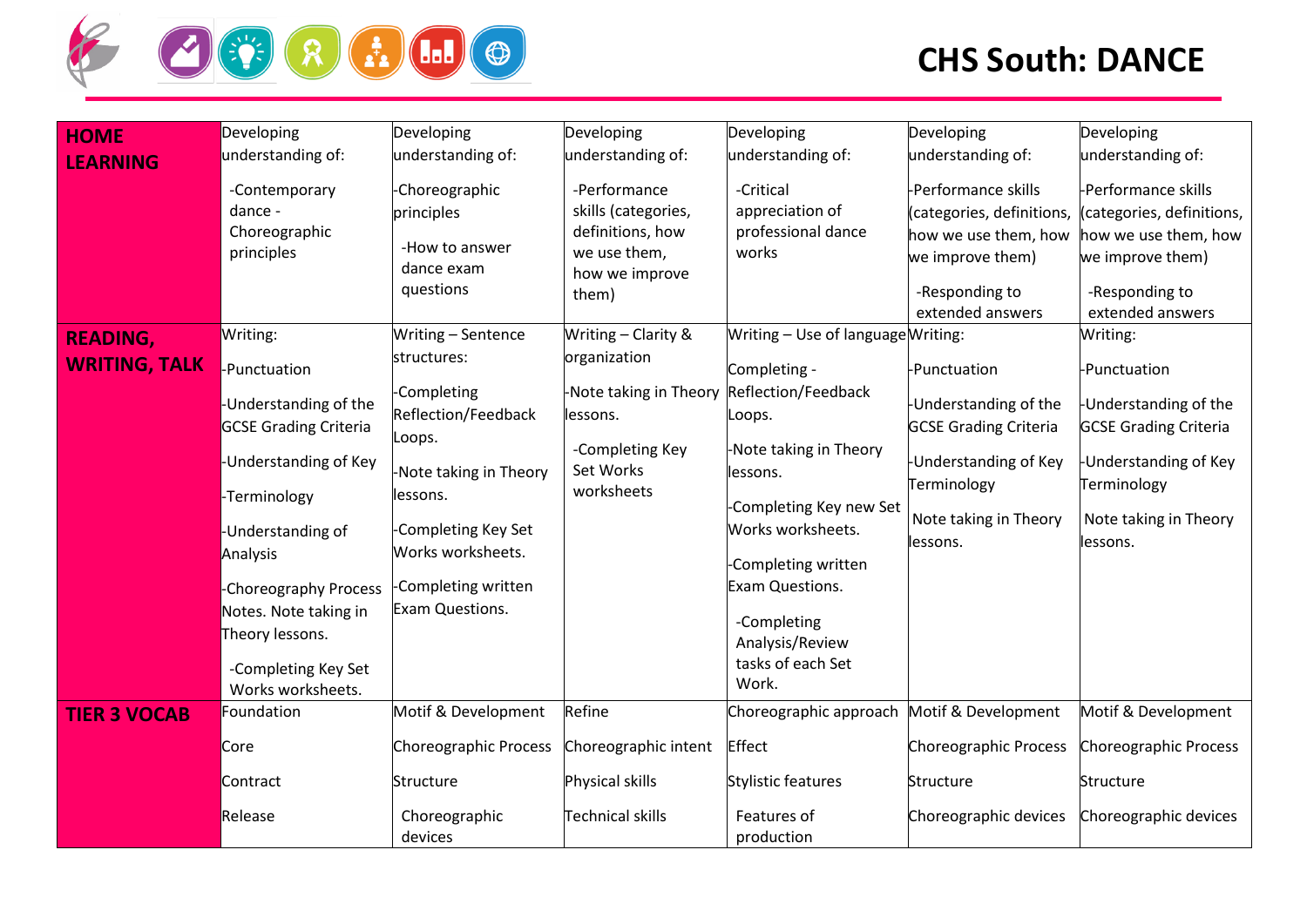# CHS South: DANCE

| | | | | | | |
|---|---|---|---|---|---|---|
| **HOME LEARNING** | Developing understanding of:<br><br>-Contemporary dance - Choreographic principles | Developing understanding of:<br><br>-Choreographic principles<br><br>-How to answer dance exam questions | Developing understanding of:<br><br>-Performance skills (categories, definitions, how we use them, how we improve them) | Developing understanding of:<br><br>-Critical appreciation of professional dance works | Developing understanding of:<br><br>-Performance skills (categories, definitions, how we use them, how we improve them)<br><br>-Responding to extended answers | Developing understanding of:<br><br>-Performance skills (categories, definitions, how we use them, how we improve them)<br><br>-Responding to extended answers |
| **READING, WRITING, TALK** | Writing:<br><br>-Punctuation<br><br>-Understanding of the GCSE Grading Criteria<br><br>-Understanding of Key<br><br>-Terminology<br><br>-Understanding of Analysis<br><br>-Choreography Process Notes. Note taking in Theory lessons.<br><br>-Completing Key Set Works worksheets. | Writing – Sentence structures:<br><br>-Completing Reflection/Feedback Loops.<br><br>-Note taking in Theory lessons.<br><br>-Completing Key Set Works worksheets.<br><br>-Completing written Exam Questions. | Writing – Clarity & organization<br><br>-Note taking in Theory lessons.<br><br>-Completing Key Set Works worksheets | Writing – Use of language<br><br>Completing - Reflection/Feedback Loops.<br><br>-Note taking in Theory lessons.<br><br>-Completing Key new Set Works worksheets.<br><br>-Completing written Exam Questions.<br><br>-Completing Analysis/Review tasks of each Set Work. | Writing:<br><br>-Punctuation<br><br>-Understanding of the GCSE Grading Criteria<br><br>-Understanding of Key Terminology<br><br>Note taking in Theory lessons. | Writing:<br><br>-Punctuation<br><br>-Understanding of the GCSE Grading Criteria<br><br>-Understanding of Key Terminology<br><br>Note taking in Theory lessons. |
| **TIER 3 VOCAB** | Foundation<br><br>Core<br><br>Contract<br><br>Release | Motif & Development<br><br>Choreographic Process<br><br>Structure<br><br>Choreographic devices | Refine<br><br>Choreographic intent<br><br>Physical skills<br><br>Technical skills | Choreographic approach<br><br>Effect<br><br>Stylistic features<br><br>Features of production | Motif & Development<br><br>Choreographic Process<br><br>Structure<br><br>Choreographic devices | Motif & Development<br><br>Choreographic Process<br><br>Structure<br><br>Choreographic devices |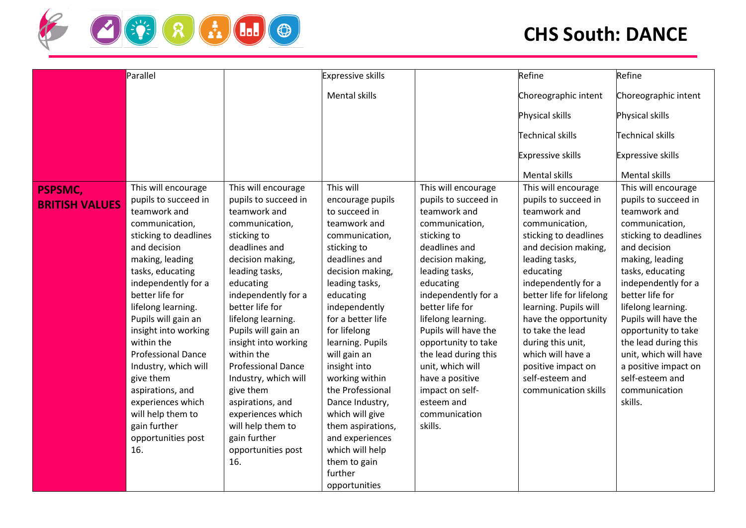# CHS South: DANCE

| | | | | | | |
|---|---|---|---|---|---|---|
| | Parallel | | Expressive skills<br><br>Mental skills | | Refine<br><br>Choreographic intent<br><br>Physical skills<br><br>Technical skills<br><br>Expressive skills<br><br>Mental skills | Refine<br><br>Choreographic intent<br><br>Physical skills<br><br>Technical skills<br><br>Expressive skills<br><br>Mental skills |
| **PSPSMC, BRITISH VALUES** | This will encourage pupils to succeed in teamwork and communication, sticking to deadlines and decision making, leading tasks, educating independently for a better life for lifelong learning. Pupils will gain an insight into working within the Professional Dance Industry, which will give them aspirations, and experiences which will help them to gain further opportunities post 16. | This will encourage pupils to succeed in teamwork and communication, sticking to deadlines and decision making, leading tasks, educating independently for a better life for lifelong learning. Pupils will gain an insight into working within the Professional Dance Industry, which will give them aspirations, and experiences which will help them to gain further opportunities post 16. | This will encourage pupils to succeed in teamwork and communication, sticking to deadlines and decision making, leading tasks, educating independently for a better life for lifelong learning. Pupils will gain an insight into working within the Professional Dance Industry, which will give them aspirations, and experiences which will help them to gain further opportunities | This will encourage pupils to succeed in teamwork and communication, sticking to deadlines and decision making, leading tasks, educating independently for a better life for lifelong learning. Pupils will have the opportunity to take the lead during this unit, which will have a positive impact on self-esteem and communication skills. | This will encourage pupils to succeed in teamwork and communication, sticking to deadlines and decision making, leading tasks, educating independently for a better life for lifelong learning. Pupils will have the opportunity to take the lead during this unit, which will have a positive impact on self-esteem and communication skills | This will encourage pupils to succeed in teamwork and communication, sticking to deadlines and decision making, leading tasks, educating independently for a better life for lifelong learning. Pupils will have the opportunity to take the lead during this unit, which will have a positive impact on self-esteem and communication skills. |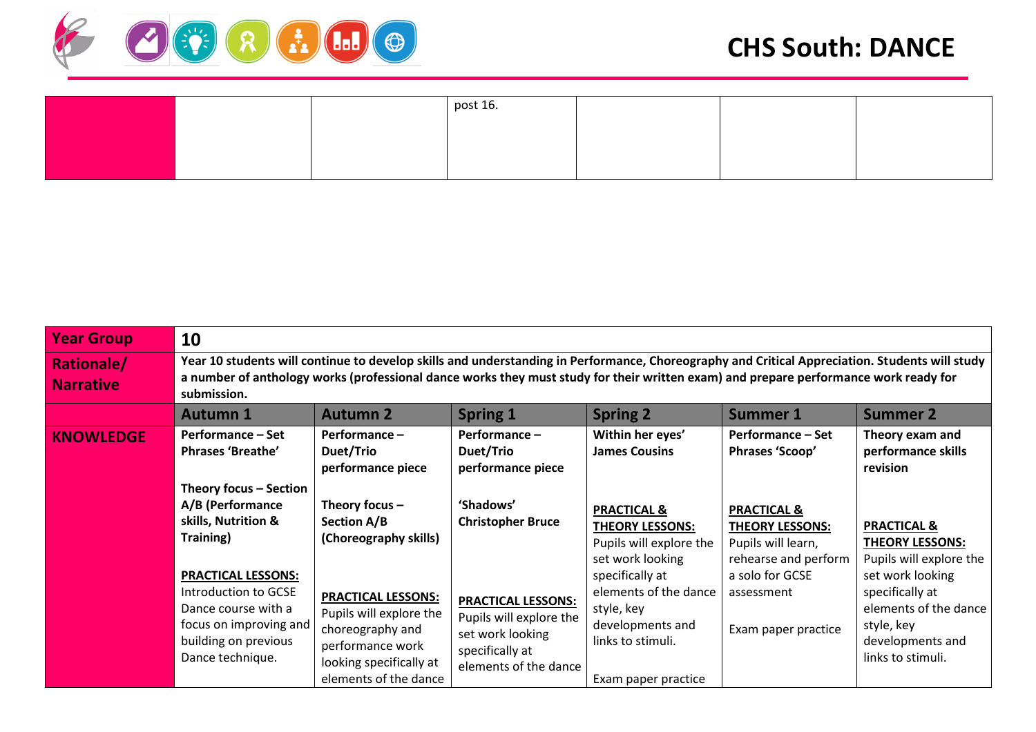# CHS South: DANCE

| | | | | | | |
|---|---|---|---|---|---|---|
| | | | post 16. | | | |

| Year Group | 10 | | | | | |
|---|---|---|---|---|---|---|
| **Rationale/ Narrative** | **Year 10 students will continue to develop skills and understanding in Performance, Choreography and Critical Appreciation. Students will study a number of anthology works (professional dance works they must study for their written exam) and prepare performance work ready for submission.** | | | | | |
| | **Autumn 1** | **Autumn 2** | **Spring 1** | **Spring 2** | **Summer 1** | **Summer 2** |
| **KNOWLEDGE** | **Performance – Set Phrases 'Breathe'**<br><br>**Theory focus – Section A/B (Performance skills, Nutrition & Training)**<br><br>**PRACTICAL LESSONS:**<br>Introduction to GCSE Dance course with a focus on improving and building on previous Dance technique. | **Performance – Duet/Trio performance piece**<br><br>**Theory focus – Section A/B (Choreography skills)**<br><br>**PRACTICAL LESSONS:**<br>Pupils will explore the choreography and performance work looking specifically at elements of the dance | **Performance – Duet/Trio performance piece**<br><br>**'Shadows' Christopher Bruce**<br><br>**PRACTICAL LESSONS:**<br>Pupils will explore the set work looking specifically at elements of the dance | **Within her eyes' James Cousins**<br><br>**PRACTICAL & THEORY LESSONS:**<br>Pupils will explore the set work looking specifically at elements of the dance style, key developments and links to stimuli.<br><br>Exam paper practice | **Performance – Set Phrases 'Scoop'**<br><br>**PRACTICAL & THEORY LESSONS:**<br>Pupils will learn, rehearse and perform a solo for GCSE assessment<br><br>Exam paper practice | **Theory exam and performance skills revision**<br><br>**PRACTICAL & THEORY LESSONS:**<br>Pupils will explore the set work looking specifically at elements of the dance style, key developments and links to stimuli. |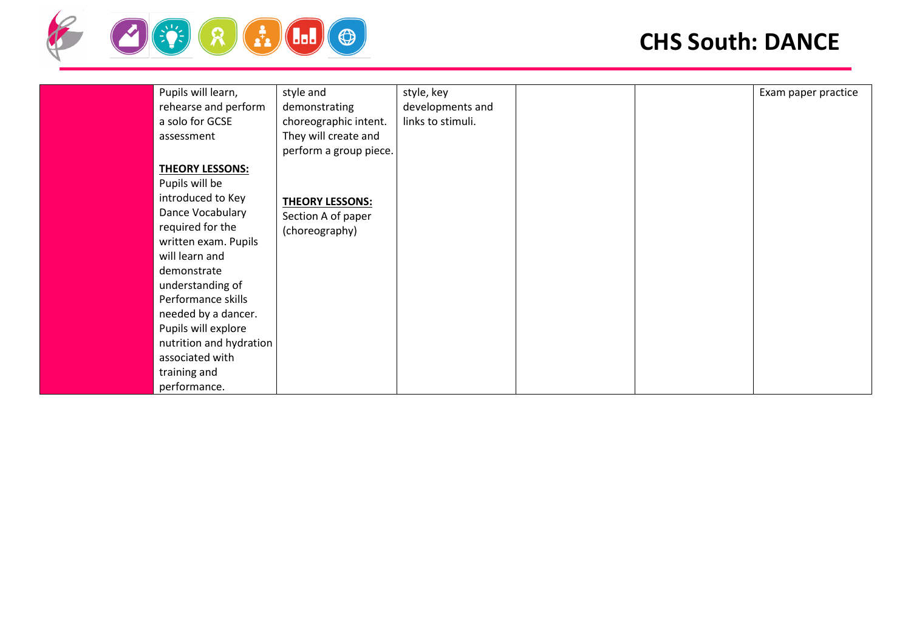# CHS South: DANCE

| | | | | | | |
|---|---|---|---|---|---|---|
| | Pupils will learn, rehearse and perform a solo for GCSE assessment<br><br>**THEORY LESSONS:**<br>Pupils will be introduced to Key Dance Vocabulary required for the written exam. Pupils will learn and demonstrate understanding of Performance skills needed by a dancer. Pupils will explore nutrition and hydration associated with training and performance. | style and demonstrating choreographic intent. They will create and perform a group piece.<br><br>**THEORY LESSONS:**<br>Section A of paper (choreography) | style, key developments and links to stimuli. | | | Exam paper practice |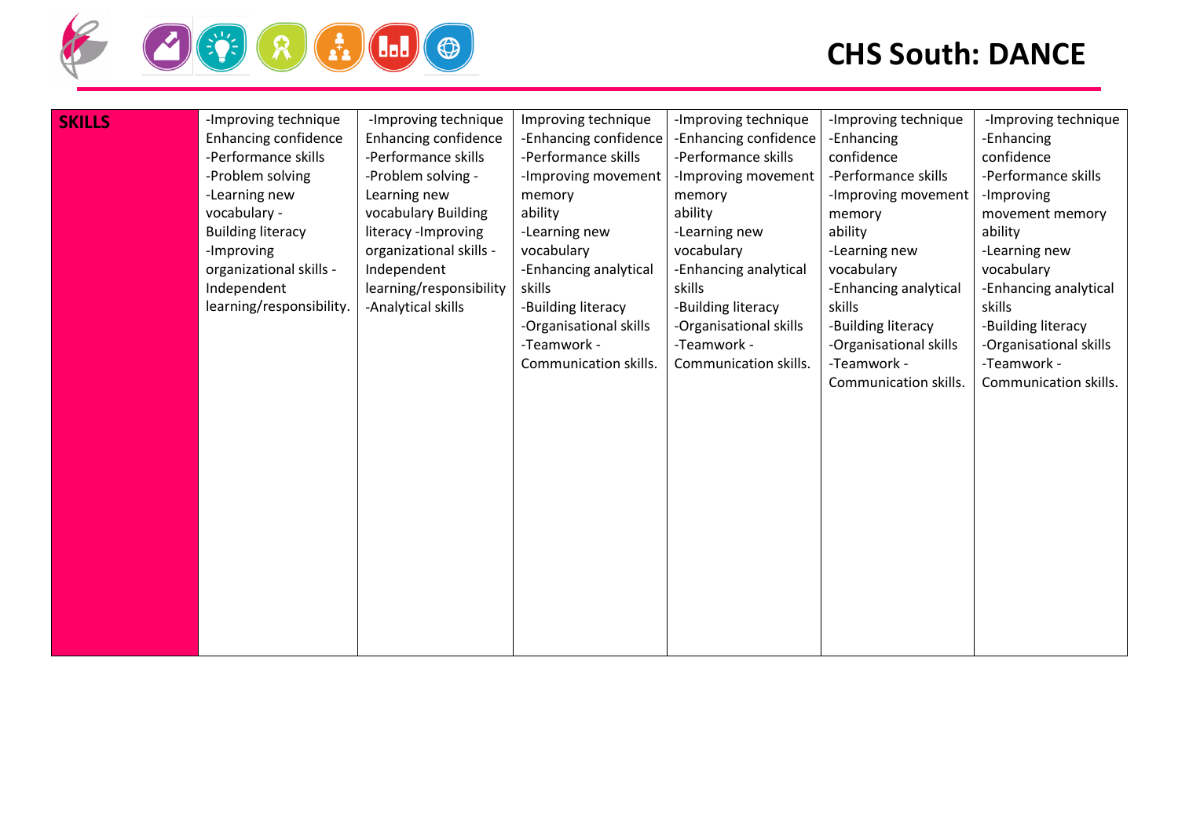# CHS South: DANCE

| **SKILLS** | -Improving technique Enhancing confidence -Performance skills -Problem solving -Learning new vocabulary - Building literacy -Improving organizational skills - Independent learning/responsibility. | -Improving technique Enhancing confidence -Performance skills -Problem solving - Learning new vocabulary Building literacy -Improving organizational skills - Independent learning/responsibility -Analytical skills | Improving technique -Enhancing confidence -Performance skills -Improving movement memory ability -Learning new vocabulary -Enhancing analytical skills -Building literacy -Organisational skills -Teamwork - Communication skills. | -Improving technique -Enhancing confidence -Performance skills -Improving movement memory ability -Learning new vocabulary -Enhancing analytical skills -Building literacy -Organisational skills -Teamwork - Communication skills. | -Improving technique -Enhancing confidence -Performance skills -Improving movement memory ability -Learning new vocabulary -Enhancing analytical skills -Building literacy -Organisational skills -Teamwork - Communication skills. | -Improving technique -Enhancing confidence -Performance skills -Improving movement memory ability -Learning new vocabulary -Enhancing analytical skills -Building literacy -Organisational skills -Teamwork - Communication skills. |
|---|---|---|---|---|---|---|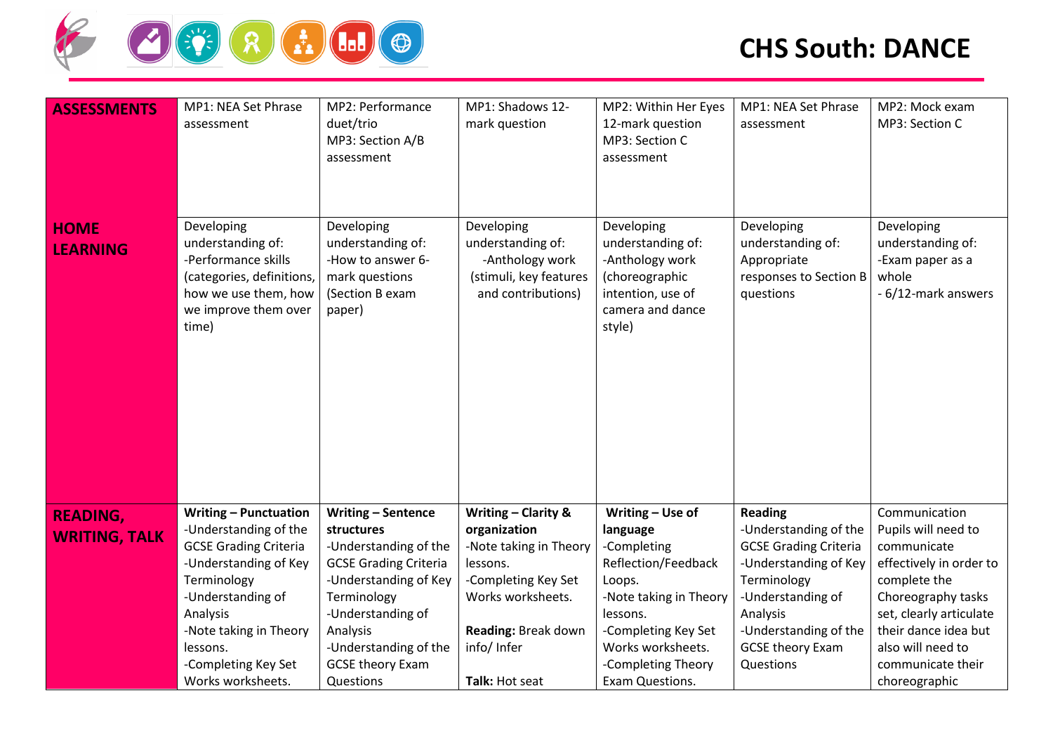# CHS South: DANCE

| | | | | | | |
|---|---|---|---|---|---|---|
| **ASSESSMENTS** | MP1: NEA Set Phrase assessment | MP2: Performance duet/trio<br>MP3: Section A/B assessment | MP1: Shadows 12-mark question | MP2: Within Her Eyes 12-mark question<br>MP3: Section C assessment | MP1: NEA Set Phrase assessment | MP2: Mock exam<br>MP3: Section C |
| **HOME LEARNING** | Developing understanding of:<br>-Performance skills (categories, definitions, how we use them, how we improve them over time) | Developing understanding of:<br>-How to answer 6-mark questions (Section B exam paper) | Developing understanding of:<br>-Anthology work (stimuli, key features and contributions) | Developing understanding of:<br>-Anthology work (choreographic intention, use of camera and dance style) | Developing understanding of:<br>Appropriate responses to Section B questions | Developing understanding of:<br>-Exam paper as a whole<br>- 6/12-mark answers |
| **READING, WRITING, TALK** | **Writing – Punctuation**<br>-Understanding of the GCSE Grading Criteria<br>-Understanding of Key Terminology<br>-Understanding of Analysis<br>-Note taking in Theory lessons.<br>-Completing Key Set Works worksheets. | **Writing – Sentence structures**<br>-Understanding of the GCSE Grading Criteria<br>-Understanding of Key Terminology<br>-Understanding of Analysis<br>-Understanding of the GCSE theory Exam Questions | **Writing – Clarity & organization**<br>-Note taking in Theory lessons.<br>-Completing Key Set Works worksheets.<br><br>**Reading:** Break down info/ Infer<br><br>**Talk:** Hot seat | **Writing – Use of language**<br>-Completing Reflection/Feedback Loops.<br>-Note taking in Theory lessons.<br>-Completing Key Set Works worksheets.<br>-Completing Theory Exam Questions. | **Reading**<br>-Understanding of the GCSE Grading Criteria<br>-Understanding of Key Terminology<br>-Understanding of Analysis<br>-Understanding of the GCSE theory Exam Questions | Communication<br>Pupils will need to communicate effectively in order to complete the Choreography tasks set, clearly articulate their dance idea but also will need to communicate their choreographic |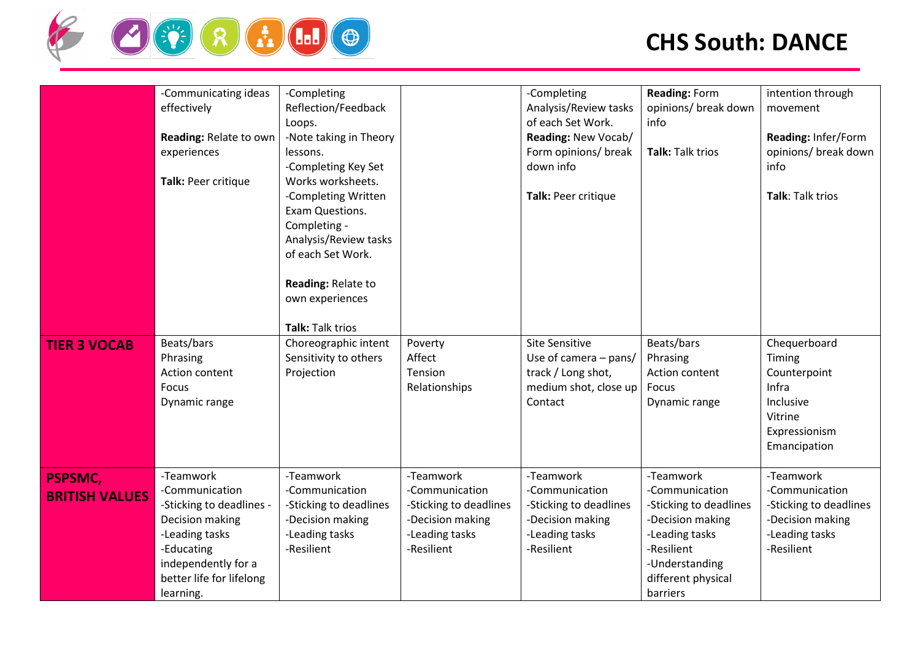# CHS South: DANCE

| | | | | | | |
|---|---|---|---|---|---|---|
| | -Communicating ideas effectively<br><br>**Reading:** Relate to own experiences<br><br>**Talk:** Peer critique | -Completing Reflection/Feedback Loops.<br>-Note taking in Theory lessons.<br>-Completing Key Set Works worksheets.<br>-Completing Written Exam Questions.<br>Completing - Analysis/Review tasks of each Set Work.<br><br>**Reading:** Relate to own experiences<br><br>**Talk:** Talk trios | | -Completing Analysis/Review tasks of each Set Work.<br>**Reading:** New Vocab/ Form opinions/ break down info<br><br>**Talk:** Peer critique | **Reading:** Form opinions/ break down info<br><br>**Talk:** Talk trios | intention through movement<br><br>**Reading:** Infer/Form opinions/ break down info<br><br>**Talk**: Talk trios |
| **TIER 3 VOCAB** | Beats/bars<br>Phrasing<br>Action content<br>Focus<br>Dynamic range | Choreographic intent<br>Sensitivity to others<br>Projection | Poverty<br>Affect<br>Tension<br>Relationships | Site Sensitive<br>Use of camera – pans/ track / Long shot, medium shot, close up<br>Contact | Beats/bars<br>Phrasing<br>Action content<br>Focus<br>Dynamic range | Chequerboard<br>Timing<br>Counterpoint<br>Infra<br>Inclusive<br>Vitrine<br>Expressionism<br>Emancipation |
| **PSPSMC, BRITISH VALUES** | -Teamwork<br>-Communication<br>-Sticking to deadlines - Decision making<br>-Leading tasks<br>-Educating independently for a better life for lifelong learning. | -Teamwork<br>-Communication<br>-Sticking to deadlines<br>-Decision making<br>-Leading tasks<br>-Resilient | -Teamwork<br>-Communication<br>-Sticking to deadlines<br>-Decision making<br>-Leading tasks<br>-Resilient | -Teamwork<br>-Communication<br>-Sticking to deadlines<br>-Decision making<br>-Leading tasks<br>-Resilient | -Teamwork<br>-Communication<br>-Sticking to deadlines<br>-Decision making<br>-Leading tasks<br>-Resilient<br>-Understanding different physical barriers | -Teamwork<br>-Communication<br>-Sticking to deadlines<br>-Decision making<br>-Leading tasks<br>-Resilient |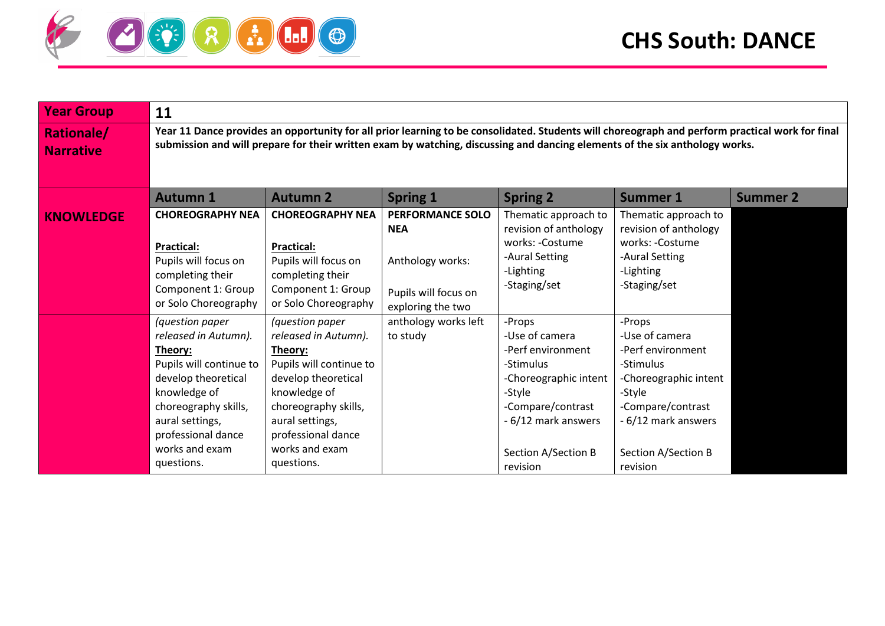# CHS South: DANCE

| Year Group | 11 | | | | | |
|---|---|---|---|---|---|---|
| **Rationale/ Narrative** | **Year 11 Dance provides an opportunity for all prior learning to be consolidated. Students will choreograph and perform practical work for final submission and will prepare for their written exam by watching, discussing and dancing elements of the six anthology works.** | | | | | |
| | **Autumn 1** | **Autumn 2** | **Spring 1** | **Spring 2** | **Summer 1** | **Summer 2** |
| **KNOWLEDGE** | **CHOREOGRAPHY NEA**<br><br>**Practical:**<br>Pupils will focus on completing their Component 1: Group or Solo Choreography *(question paper released in Autumn).*<br>**Theory:**<br>Pupils will continue to develop theoretical knowledge of choreography skills, aural settings, professional dance works and exam questions. | **CHOREOGRAPHY NEA**<br><br>**Practical:**<br>Pupils will focus on completing their Component 1: Group or Solo Choreography *(question paper released in Autumn).*<br>**Theory:**<br>Pupils will continue to develop theoretical knowledge of choreography skills, aural settings, professional dance works and exam questions. | **PERFORMANCE SOLO NEA**<br><br>Anthology works:<br><br>Pupils will focus on exploring the two anthology works left to study | Thematic approach to revision of anthology works: -Costume<br>-Aural Setting<br>-Lighting<br>-Staging/set<br>-Props<br>-Use of camera<br>-Perf environment<br>-Stimulus<br>-Choreographic intent<br>-Style<br>-Compare/contrast<br>- 6/12 mark answers<br><br>Section A/Section B revision | Thematic approach to revision of anthology works: -Costume<br>-Aural Setting<br>-Lighting<br>-Staging/set<br>-Props<br>-Use of camera<br>-Perf environment<br>-Stimulus<br>-Choreographic intent<br>-Style<br>-Compare/contrast<br>- 6/12 mark answers<br><br>Section A/Section B revision | |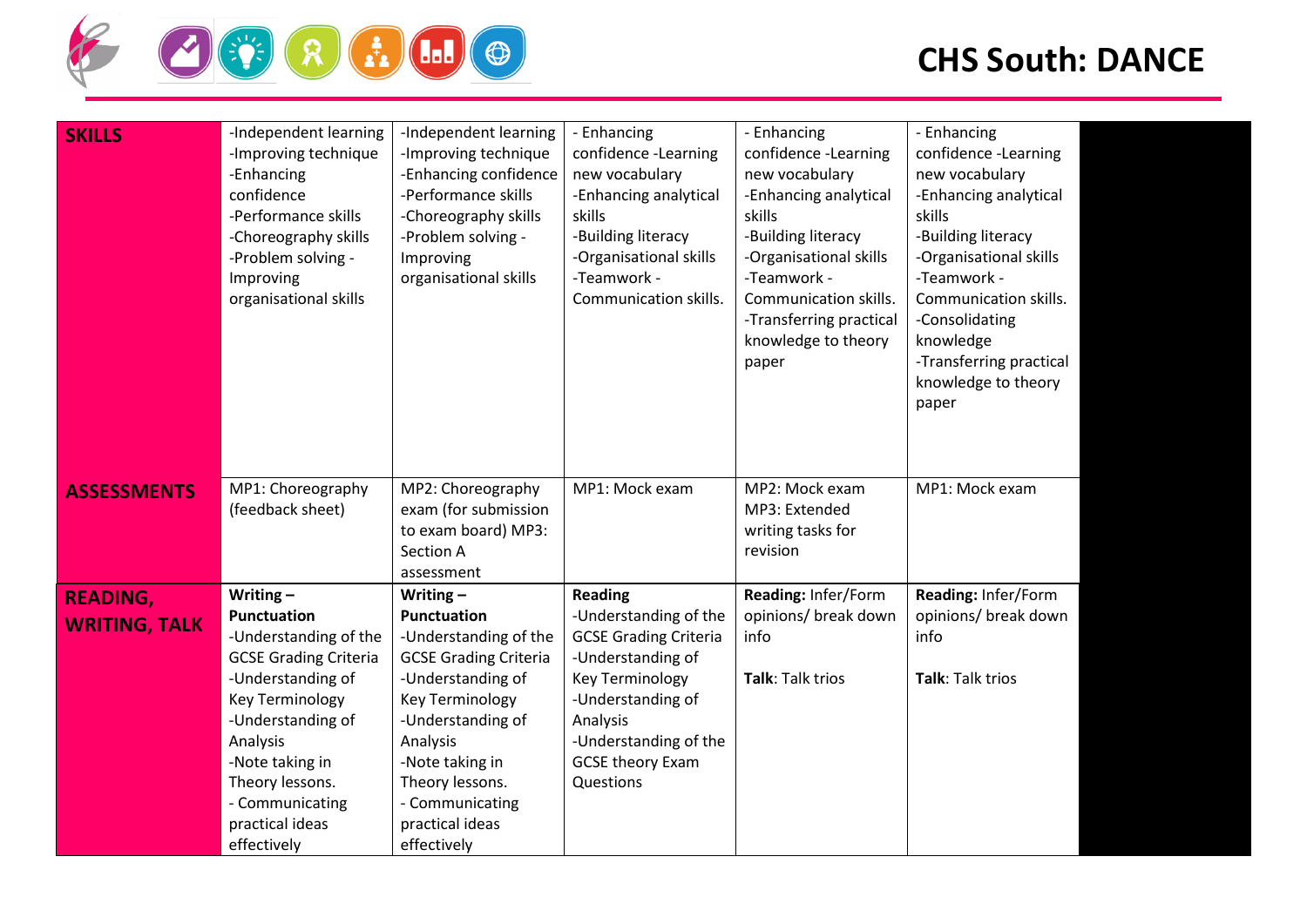# CHS South: DANCE

| | | | | | | |
|---|---|---|---|---|---|---|
| **SKILLS** | -Independent learning<br>-Improving technique<br>-Enhancing confidence<br>-Performance skills<br>-Choreography skills<br>-Problem solving - Improving organisational skills | -Independent learning<br>-Improving technique<br>-Enhancing confidence<br>-Performance skills<br>-Choreography skills<br>-Problem solving - Improving organisational skills | - Enhancing confidence -Learning new vocabulary<br>-Enhancing analytical skills<br>-Building literacy<br>-Organisational skills<br>-Teamwork - Communication skills. | - Enhancing confidence -Learning new vocabulary<br>-Enhancing analytical skills<br>-Building literacy<br>-Organisational skills<br>-Teamwork - Communication skills.<br>-Transferring practical knowledge to theory paper | - Enhancing confidence -Learning new vocabulary<br>-Enhancing analytical skills<br>-Building literacy<br>-Organisational skills<br>-Teamwork - Communication skills.<br>-Consolidating knowledge<br>-Transferring practical knowledge to theory paper | |
| **ASSESSMENTS** | MP1: Choreography (feedback sheet) | MP2: Choreography exam (for submission to exam board) MP3: Section A assessment | MP1: Mock exam | MP2: Mock exam<br>MP3: Extended writing tasks for revision | MP1: Mock exam | |
| **READING, WRITING, TALK** | **Writing – Punctuation**<br>-Understanding of the GCSE Grading Criteria<br>-Understanding of Key Terminology<br>-Understanding of Analysis<br>-Note taking in Theory lessons.<br>- Communicating practical ideas effectively | **Writing – Punctuation**<br>-Understanding of the GCSE Grading Criteria<br>-Understanding of Key Terminology<br>-Understanding of Analysis<br>-Note taking in Theory lessons.<br>- Communicating practical ideas effectively | **Reading**<br>-Understanding of the GCSE Grading Criteria<br>-Understanding of Key Terminology<br>-Understanding of Analysis<br>-Understanding of the GCSE theory Exam Questions | **Reading:** Infer/Form opinions/ break down info<br><br>**Talk**: Talk trios | **Reading:** Infer/Form opinions/ break down info<br><br>**Talk**: Talk trios | |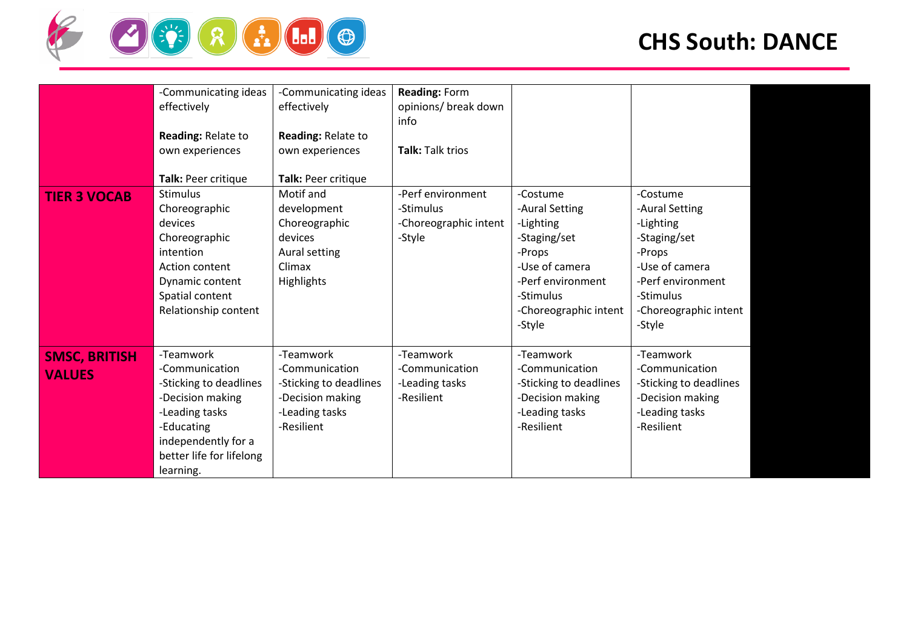# CHS South: DANCE

| | | | | | | |
|---|---|---|---|---|---|---|
| | -Communicating ideas effectively<br><br>**Reading:** Relate to own experiences<br><br>**Talk:** Peer critique | -Communicating ideas effectively<br><br>**Reading:** Relate to own experiences<br><br>**Talk:** Peer critique | **Reading:** Form opinions/ break down info<br><br>**Talk:** Talk trios | | | |
| **TIER 3 VOCAB** | Stimulus<br>Choreographic devices<br>Choreographic intention<br>Action content<br>Dynamic content<br>Spatial content<br>Relationship content | Motif and development<br>Choreographic devices<br>Aural setting<br>Climax<br>Highlights | -Perf environment<br>-Stimulus<br>-Choreographic intent<br>-Style | -Costume<br>-Aural Setting<br>-Lighting<br>-Staging/set<br>-Props<br>-Use of camera<br>-Perf environment<br>-Stimulus<br>-Choreographic intent<br>-Style | -Costume<br>-Aural Setting<br>-Lighting<br>-Staging/set<br>-Props<br>-Use of camera<br>-Perf environment<br>-Stimulus<br>-Choreographic intent<br>-Style | |
| **SMSC, BRITISH VALUES** | -Teamwork<br>-Communication<br>-Sticking to deadlines<br>-Decision making<br>-Leading tasks<br>-Educating independently for a better life for lifelong learning. | -Teamwork<br>-Communication<br>-Sticking to deadlines<br>-Decision making<br>-Leading tasks<br>-Resilient | -Teamwork<br>-Communication<br>-Leading tasks<br>-Resilient | -Teamwork<br>-Communication<br>-Sticking to deadlines<br>-Decision making<br>-Leading tasks<br>-Resilient | -Teamwork<br>-Communication<br>-Sticking to deadlines<br>-Decision making<br>-Leading tasks<br>-Resilient | |